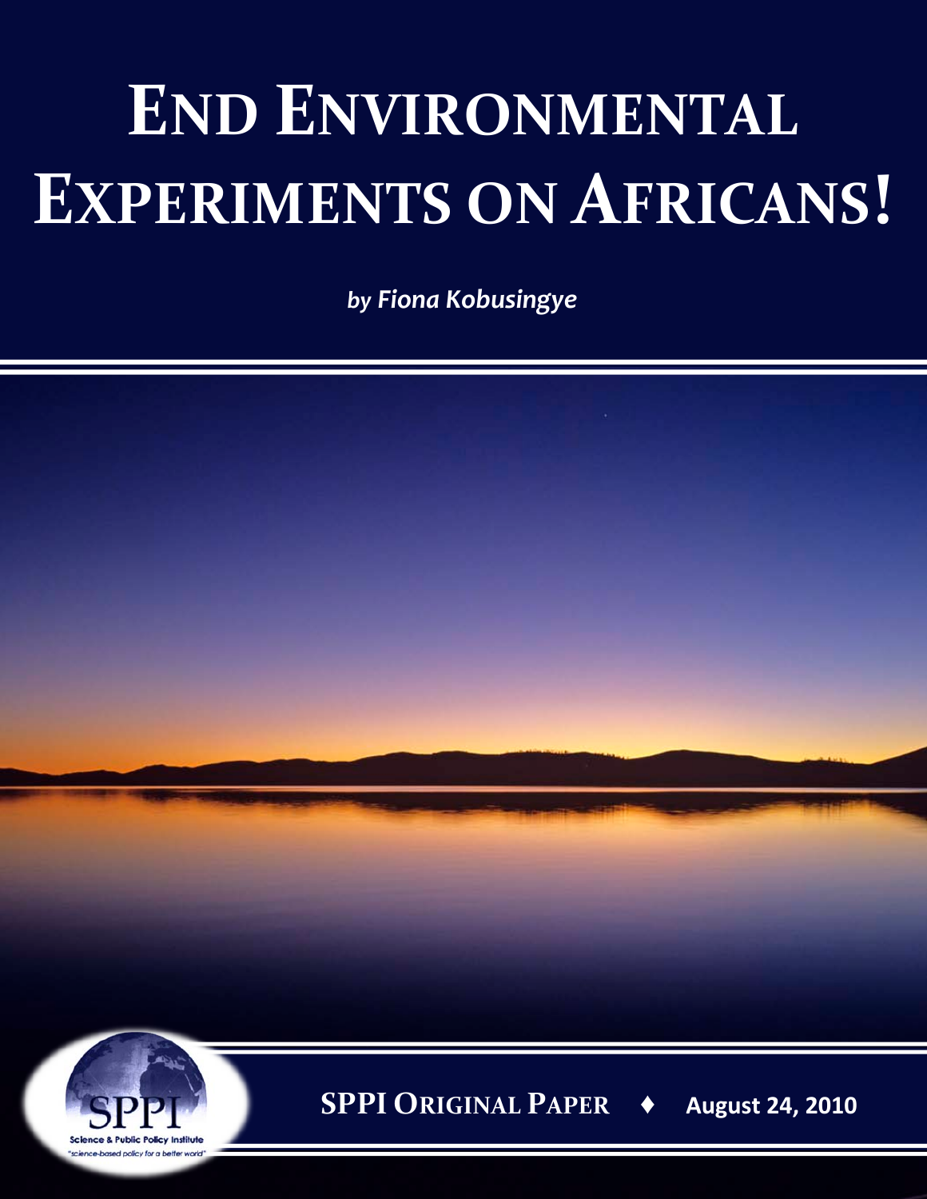# End Environmental Experiments on Africans!

*by Fiona Kobusingye*

Science & Public Policy Institute
"science-based policy for a better world"

**SPPI Original Paper ♦ August 24, 2010**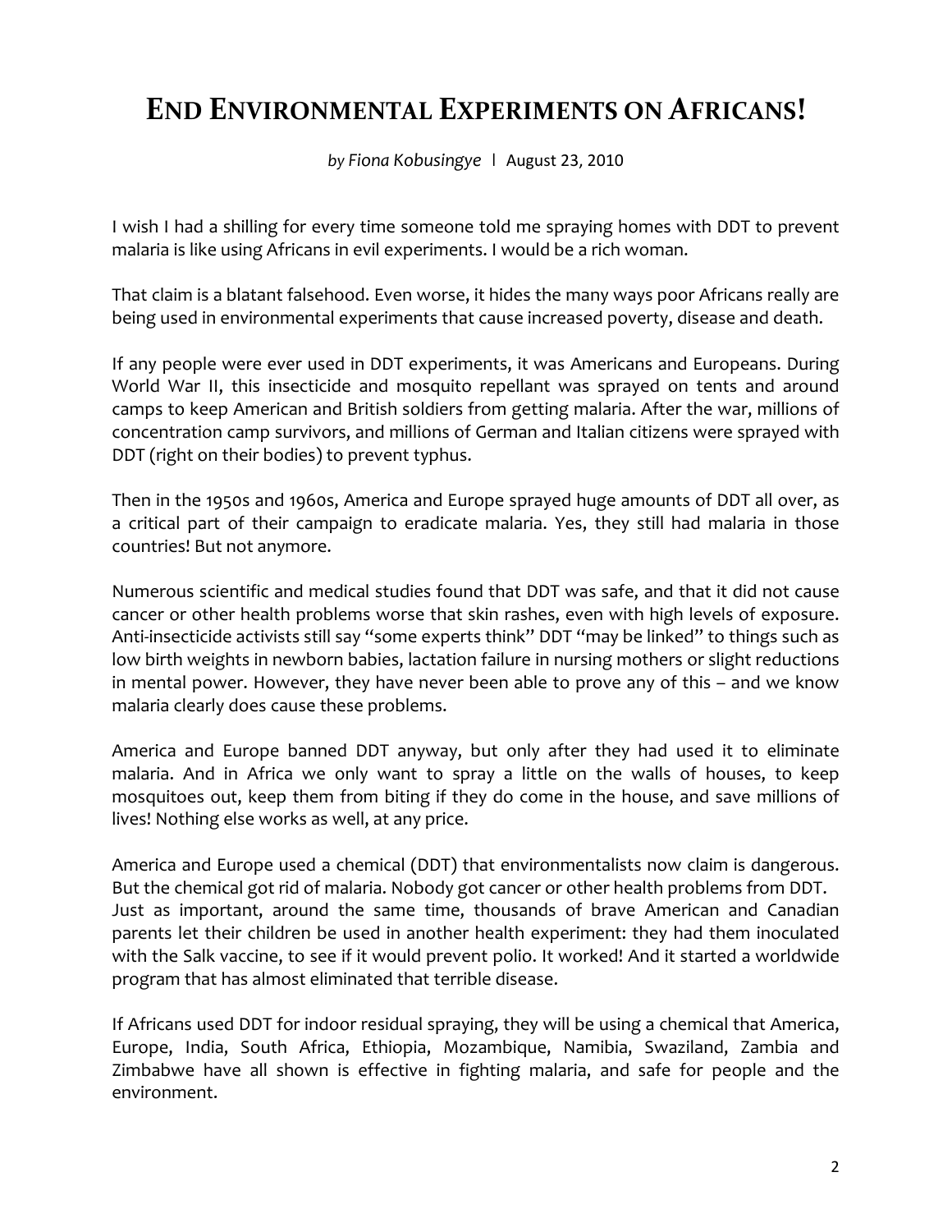# End Environmental Experiments on Africans!

*by Fiona Kobusingye* | August 23, 2010

I wish I had a shilling for every time someone told me spraying homes with DDT to prevent malaria is like using Africans in evil experiments. I would be a rich woman.

That claim is a blatant falsehood. Even worse, it hides the many ways poor Africans really are being used in environmental experiments that cause increased poverty, disease and death.

If any people were ever used in DDT experiments, it was Americans and Europeans. During World War II, this insecticide and mosquito repellant was sprayed on tents and around camps to keep American and British soldiers from getting malaria. After the war, millions of concentration camp survivors, and millions of German and Italian citizens were sprayed with DDT (right on their bodies) to prevent typhus.

Then in the 1950s and 1960s, America and Europe sprayed huge amounts of DDT all over, as a critical part of their campaign to eradicate malaria. Yes, they still had malaria in those countries! But not anymore.

Numerous scientific and medical studies found that DDT was safe, and that it did not cause cancer or other health problems worse that skin rashes, even with high levels of exposure. Anti-insecticide activists still say "some experts think" DDT "may be linked" to things such as low birth weights in newborn babies, lactation failure in nursing mothers or slight reductions in mental power. However, they have never been able to prove any of this – and we know malaria clearly does cause these problems.

America and Europe banned DDT anyway, but only after they had used it to eliminate malaria. And in Africa we only want to spray a little on the walls of houses, to keep mosquitoes out, keep them from biting if they do come in the house, and save millions of lives! Nothing else works as well, at any price.

America and Europe used a chemical (DDT) that environmentalists now claim is dangerous. But the chemical got rid of malaria. Nobody got cancer or other health problems from DDT. Just as important, around the same time, thousands of brave American and Canadian parents let their children be used in another health experiment: they had them inoculated with the Salk vaccine, to see if it would prevent polio. It worked! And it started a worldwide program that has almost eliminated that terrible disease.

If Africans used DDT for indoor residual spraying, they will be using a chemical that America, Europe, India, South Africa, Ethiopia, Mozambique, Namibia, Swaziland, Zambia and Zimbabwe have all shown is effective in fighting malaria, and safe for people and the environment.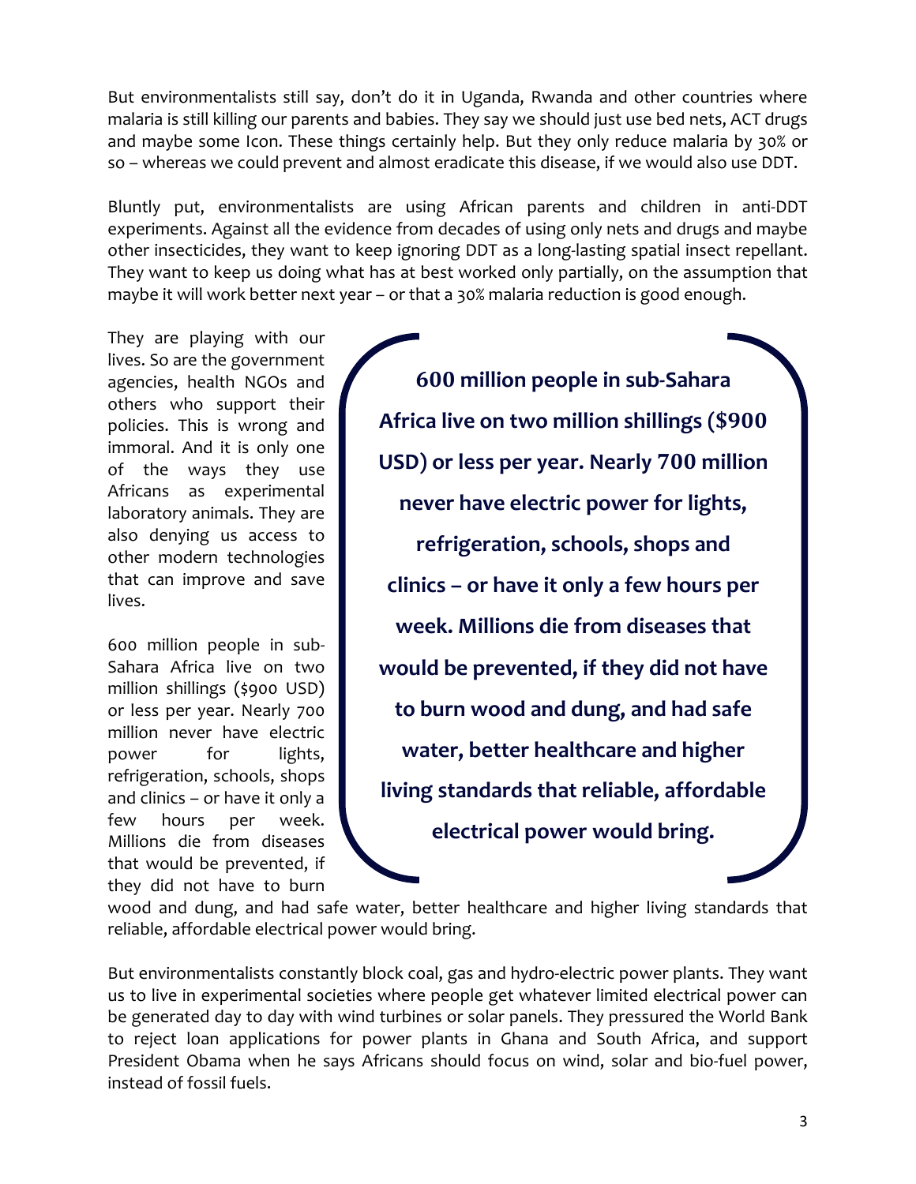But environmentalists still say, don't do it in Uganda, Rwanda and other countries where malaria is still killing our parents and babies. They say we should just use bed nets, ACT drugs and maybe some Icon. These things certainly help. But they only reduce malaria by 30% or so – whereas we could prevent and almost eradicate this disease, if we would also use DDT.

Bluntly put, environmentalists are using African parents and children in anti-DDT experiments. Against all the evidence from decades of using only nets and drugs and maybe other insecticides, they want to keep ignoring DDT as a long-lasting spatial insect repellant. They want to keep us doing what has at best worked only partially, on the assumption that maybe it will work better next year – or that a 30% malaria reduction is good enough.

They are playing with our lives. So are the government agencies, health NGOs and others who support their policies. This is wrong and immoral. And it is only one of the ways they use Africans as experimental laboratory animals. They are also denying us access to other modern technologies that can improve and save lives.

600 million people in sub-Sahara Africa live on two million shillings ($900 USD) or less per year. Nearly 700 million never have electric power for lights, refrigeration, schools, shops and clinics – or have it only a few hours per week. Millions die from diseases that would be prevented, if they did not have to burn wood and dung, and had safe water, better healthcare and higher living standards that reliable, affordable electrical power would bring.

> **600 million people in sub-Sahara Africa live on two million shillings ($900 USD) or less per year. Nearly 700 million never have electric power for lights, refrigeration, schools, shops and clinics – or have it only a few hours per week. Millions die from diseases that would be prevented, if they did not have to burn wood and dung, and had safe water, better healthcare and higher living standards that reliable, affordable electrical power would bring.**

But environmentalists constantly block coal, gas and hydro-electric power plants. They want us to live in experimental societies where people get whatever limited electrical power can be generated day to day with wind turbines or solar panels. They pressured the World Bank to reject loan applications for power plants in Ghana and South Africa, and support President Obama when he says Africans should focus on wind, solar and bio-fuel power, instead of fossil fuels.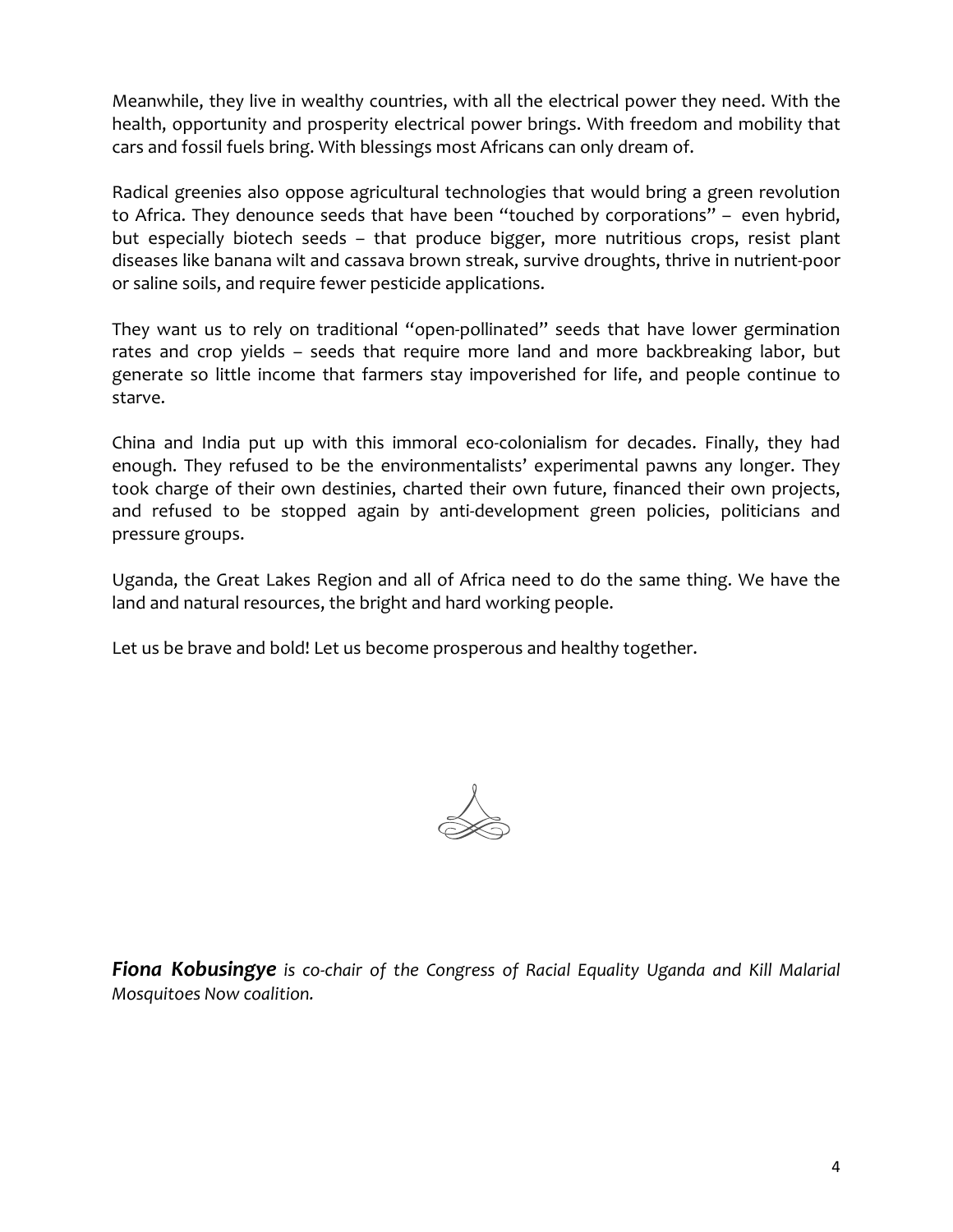Meanwhile, they live in wealthy countries, with all the electrical power they need. With the health, opportunity and prosperity electrical power brings. With freedom and mobility that cars and fossil fuels bring. With blessings most Africans can only dream of.

Radical greenies also oppose agricultural technologies that would bring a green revolution to Africa. They denounce seeds that have been "touched by corporations" – even hybrid, but especially biotech seeds – that produce bigger, more nutritious crops, resist plant diseases like banana wilt and cassava brown streak, survive droughts, thrive in nutrient-poor or saline soils, and require fewer pesticide applications.

They want us to rely on traditional "open-pollinated" seeds that have lower germination rates and crop yields – seeds that require more land and more backbreaking labor, but generate so little income that farmers stay impoverished for life, and people continue to starve.

China and India put up with this immoral eco-colonialism for decades. Finally, they had enough. They refused to be the environmentalists' experimental pawns any longer. They took charge of their own destinies, charted their own future, financed their own projects, and refused to be stopped again by anti-development green policies, politicians and pressure groups.

Uganda, the Great Lakes Region and all of Africa need to do the same thing. We have the land and natural resources, the bright and hard working people.

Let us be brave and bold! Let us become prosperous and healthy together.

***Fiona Kobusingye*** *is co-chair of the Congress of Racial Equality Uganda and Kill Malarial Mosquitoes Now coalition.*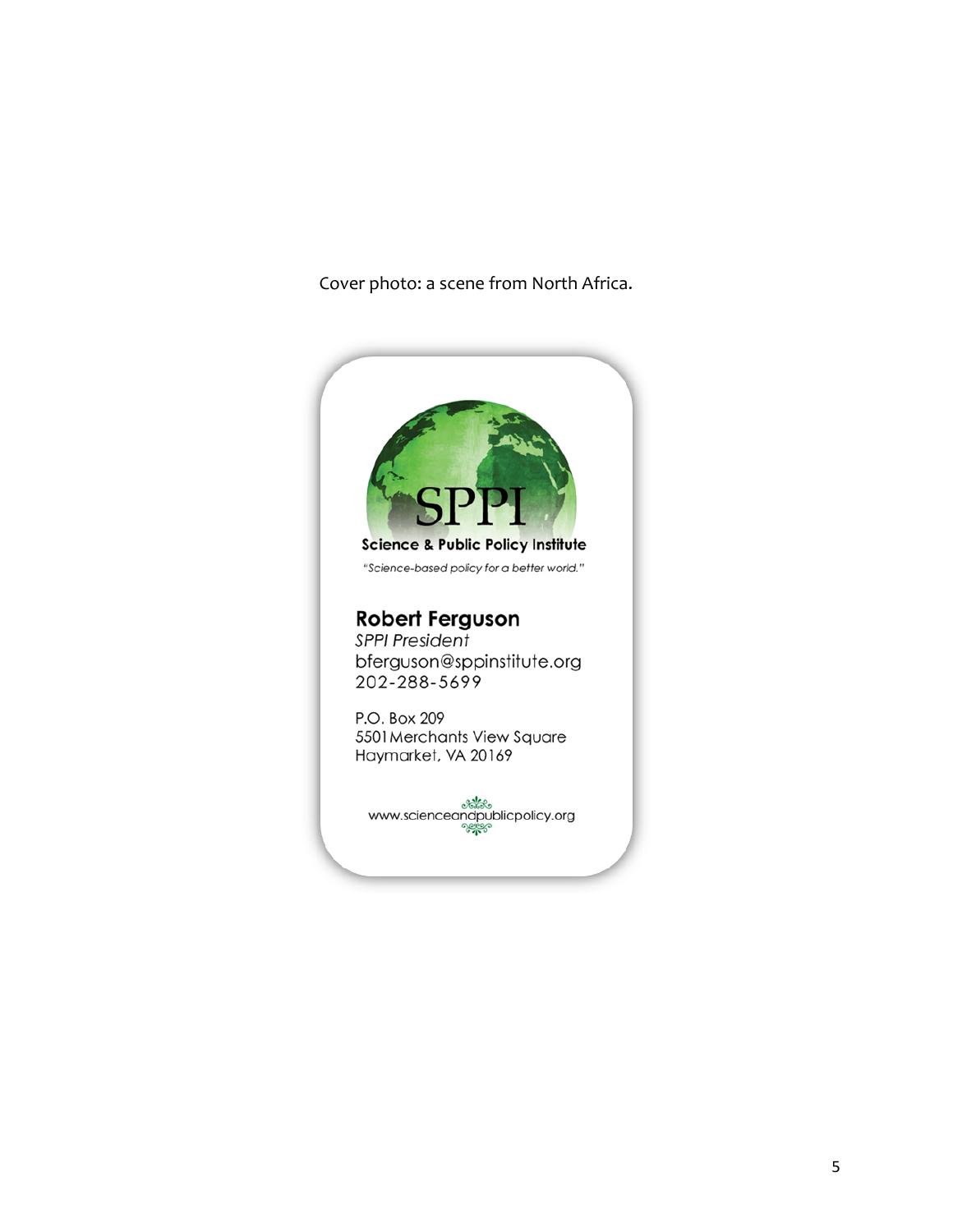Cover photo: a scene from North Africa.

SPPI

**Science & Public Policy Institute**

*"Science-based policy for a better world."*

**Robert Ferguson**
*SPPI President*
bferguson@sppinstitute.org
202-288-5699

P.O. Box 209
5501 Merchants View Square
Haymarket, VA 20169

www.scienceandpublicpolicy.org